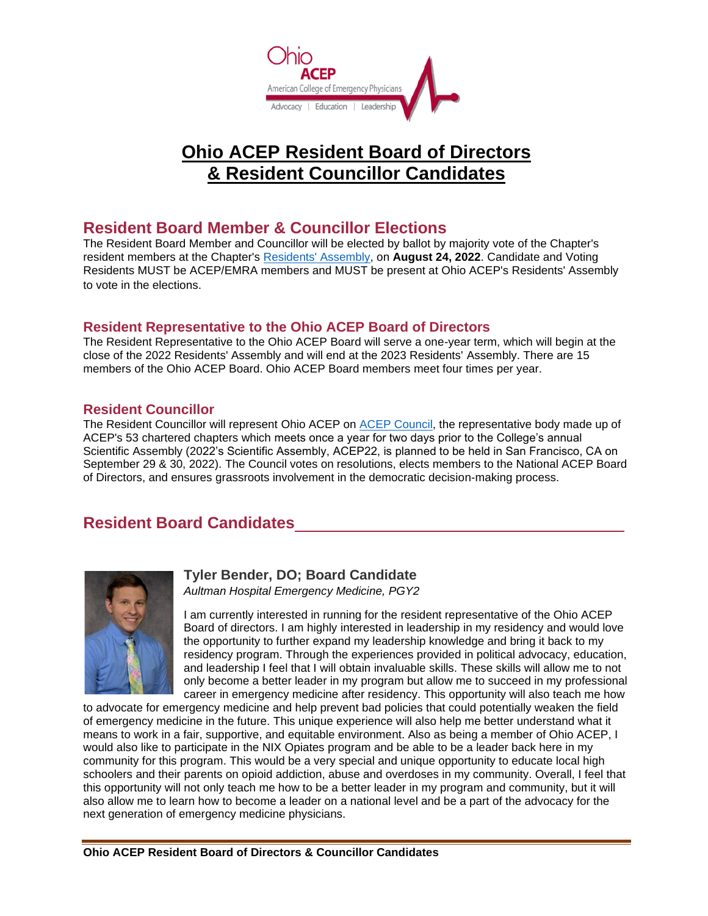# Ohio ACEP Resident Board of Directors & Resident Councillor Candidates

## Resident Board Member & Councillor Elections

The Resident Board Member and Councillor will be elected by ballot by majority vote of the Chapter's resident members at the Chapter's Residents' Assembly, on **August 24, 2022**. Candidate and Voting Residents MUST be ACEP/EMRA members and MUST be present at Ohio ACEP's Residents' Assembly to vote in the elections.

### Resident Representative to the Ohio ACEP Board of Directors

The Resident Representative to the Ohio ACEP Board will serve a one-year term, which will begin at the close of the 2022 Residents' Assembly and will end at the 2023 Residents' Assembly. There are 15 members of the Ohio ACEP Board. Ohio ACEP Board members meet four times per year.

### Resident Councillor

The Resident Councillor will represent Ohio ACEP on ACEP Council, the representative body made up of ACEP's 53 chartered chapters which meets once a year for two days prior to the College's annual Scientific Assembly (2022's Scientific Assembly, ACEP22, is planned to be held in San Francisco, CA on September 29 & 30, 2022). The Council votes on resolutions, elects members to the National ACEP Board of Directors, and ensures grassroots involvement in the democratic decision-making process.

## Resident Board Candidates

### Tyler Bender, DO; Board Candidate

*Aultman Hospital Emergency Medicine, PGY2*

I am currently interested in running for the resident representative of the Ohio ACEP Board of directors. I am highly interested in leadership in my residency and would love the opportunity to further expand my leadership knowledge and bring it back to my residency program. Through the experiences provided in political advocacy, education, and leadership I feel that I will obtain invaluable skills. These skills will allow me to not only become a better leader in my program but allow me to succeed in my professional career in emergency medicine after residency. This opportunity will also teach me how to advocate for emergency medicine and help prevent bad policies that could potentially weaken the field of emergency medicine in the future. This unique experience will also help me better understand what it means to work in a fair, supportive, and equitable environment. Also as being a member of Ohio ACEP, I would also like to participate in the NIX Opiates program and be able to be a leader back here in my community for this program. This would be a very special and unique opportunity to educate local high schoolers and their parents on opioid addiction, abuse and overdoses in my community. Overall, I feel that this opportunity will not only teach me how to be a better leader in my program and community, but it will also allow me to learn how to become a leader on a national level and be a part of the advocacy for the next generation of emergency medicine physicians.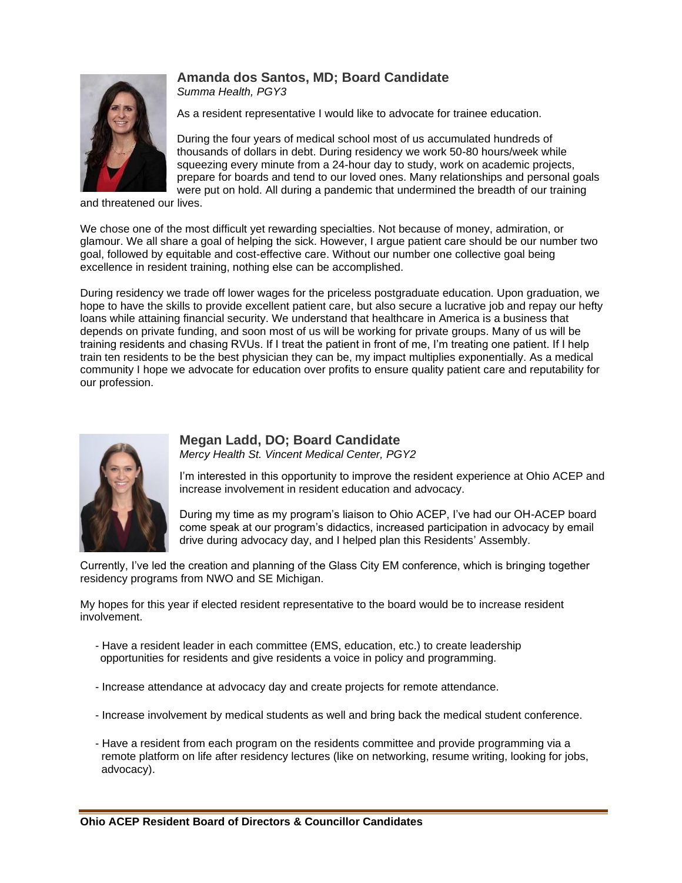### Amanda dos Santos, MD; Board Candidate

*Summa Health, PGY3*

As a resident representative I would like to advocate for trainee education.

During the four years of medical school most of us accumulated hundreds of thousands of dollars in debt. During residency we work 50-80 hours/week while squeezing every minute from a 24-hour day to study, work on academic projects, prepare for boards and tend to our loved ones. Many relationships and personal goals were put on hold. All during a pandemic that undermined the breadth of our training and threatened our lives.

We chose one of the most difficult yet rewarding specialties. Not because of money, admiration, or glamour. We all share a goal of helping the sick. However, I argue patient care should be our number two goal, followed by equitable and cost-effective care. Without our number one collective goal being excellence in resident training, nothing else can be accomplished.

During residency we trade off lower wages for the priceless postgraduate education. Upon graduation, we hope to have the skills to provide excellent patient care, but also secure a lucrative job and repay our hefty loans while attaining financial security. We understand that healthcare in America is a business that depends on private funding, and soon most of us will be working for private groups. Many of us will be training residents and chasing RVUs. If I treat the patient in front of me, I'm treating one patient. If I help train ten residents to be the best physician they can be, my impact multiplies exponentially. As a medical community I hope we advocate for education over profits to ensure quality patient care and reputability for our profession.

### Megan Ladd, DO; Board Candidate

*Mercy Health St. Vincent Medical Center, PGY2*

I'm interested in this opportunity to improve the resident experience at Ohio ACEP and increase involvement in resident education and advocacy.

During my time as my program's liaison to Ohio ACEP, I've had our OH-ACEP board come speak at our program's didactics, increased participation in advocacy by email drive during advocacy day, and I helped plan this Residents' Assembly.

Currently, I've led the creation and planning of the Glass City EM conference, which is bringing together residency programs from NWO and SE Michigan.

My hopes for this year if elected resident representative to the board would be to increase resident involvement.

- Have a resident leader in each committee (EMS, education, etc.) to create leadership opportunities for residents and give residents a voice in policy and programming.
- Increase attendance at advocacy day and create projects for remote attendance.
- Increase involvement by medical students as well and bring back the medical student conference.
- Have a resident from each program on the residents committee and provide programming via a remote platform on life after residency lectures (like on networking, resume writing, looking for jobs, advocacy).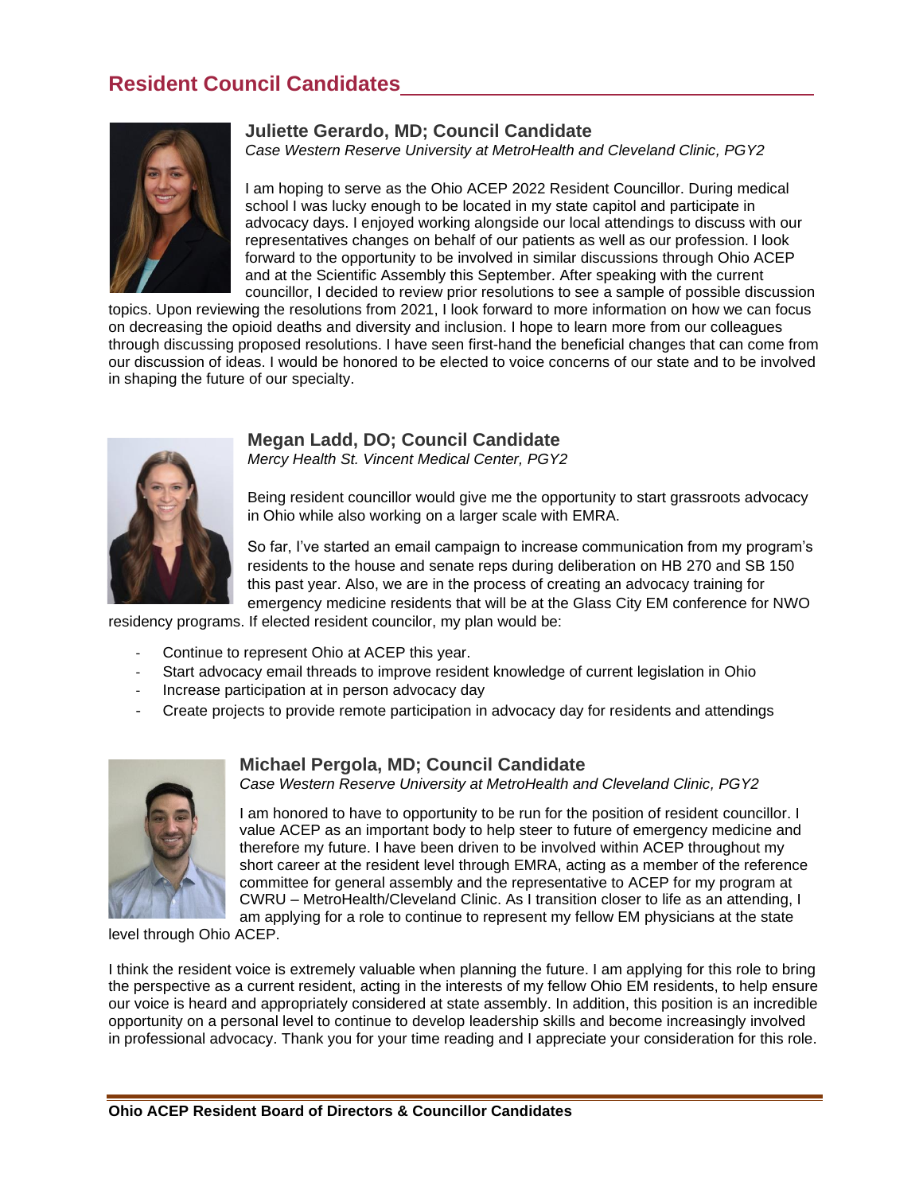## Resident Council Candidates

### Juliette Gerardo, MD; Council Candidate

*Case Western Reserve University at MetroHealth and Cleveland Clinic, PGY2*

I am hoping to serve as the Ohio ACEP 2022 Resident Councillor. During medical school I was lucky enough to be located in my state capitol and participate in advocacy days. I enjoyed working alongside our local attendings to discuss with our representatives changes on behalf of our patients as well as our profession. I look forward to the opportunity to be involved in similar discussions through Ohio ACEP and at the Scientific Assembly this September. After speaking with the current councillor, I decided to review prior resolutions to see a sample of possible discussion topics. Upon reviewing the resolutions from 2021, I look forward to more information on how we can focus on decreasing the opioid deaths and diversity and inclusion. I hope to learn more from our colleagues through discussing proposed resolutions. I have seen first-hand the beneficial changes that can come from our discussion of ideas. I would be honored to be elected to voice concerns of our state and to be involved in shaping the future of our specialty.

### Megan Ladd, DO; Council Candidate

*Mercy Health St. Vincent Medical Center, PGY2*

Being resident councillor would give me the opportunity to start grassroots advocacy in Ohio while also working on a larger scale with EMRA.

So far, I've started an email campaign to increase communication from my program's residents to the house and senate reps during deliberation on HB 270 and SB 150 this past year. Also, we are in the process of creating an advocacy training for emergency medicine residents that will be at the Glass City EM conference for NWO residency programs. If elected resident councilor, my plan would be:

- Continue to represent Ohio at ACEP this year.
- Start advocacy email threads to improve resident knowledge of current legislation in Ohio
- Increase participation at in person advocacy day
- Create projects to provide remote participation in advocacy day for residents and attendings

### Michael Pergola, MD; Council Candidate

*Case Western Reserve University at MetroHealth and Cleveland Clinic, PGY2*

I am honored to have to opportunity to be run for the position of resident councillor. I value ACEP as an important body to help steer to future of emergency medicine and therefore my future. I have been driven to be involved within ACEP throughout my short career at the resident level through EMRA, acting as a member of the reference committee for general assembly and the representative to ACEP for my program at CWRU – MetroHealth/Cleveland Clinic. As I transition closer to life as an attending, I am applying for a role to continue to represent my fellow EM physicians at the state level through Ohio ACEP.

I think the resident voice is extremely valuable when planning the future. I am applying for this role to bring the perspective as a current resident, acting in the interests of my fellow Ohio EM residents, to help ensure our voice is heard and appropriately considered at state assembly. In addition, this position is an incredible opportunity on a personal level to continue to develop leadership skills and become increasingly involved in professional advocacy. Thank you for your time reading and I appreciate your consideration for this role.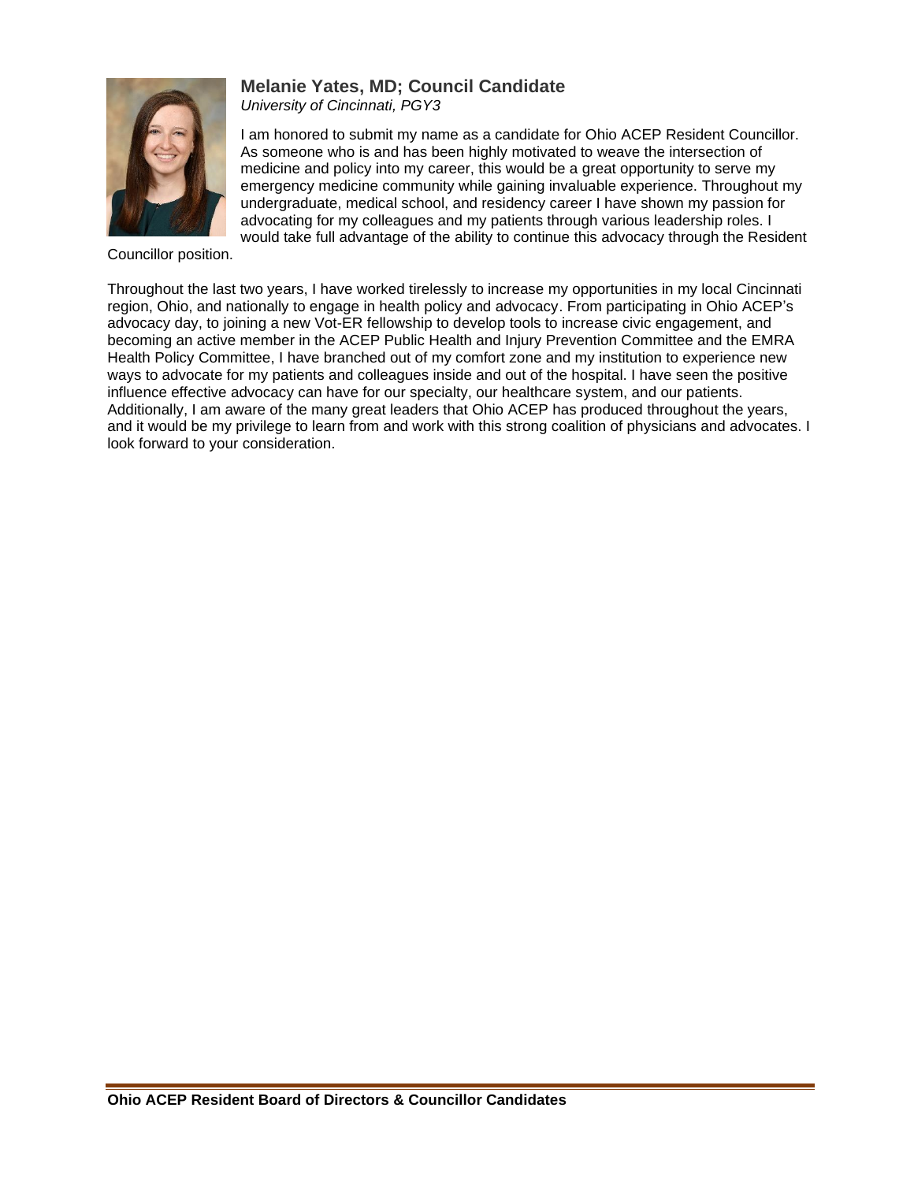## Melanie Yates, MD; Council Candidate

*University of Cincinnati, PGY3*

I am honored to submit my name as a candidate for Ohio ACEP Resident Councillor. As someone who is and has been highly motivated to weave the intersection of medicine and policy into my career, this would be a great opportunity to serve my emergency medicine community while gaining invaluable experience. Throughout my undergraduate, medical school, and residency career I have shown my passion for advocating for my colleagues and my patients through various leadership roles. I would take full advantage of the ability to continue this advocacy through the Resident Councillor position.

Throughout the last two years, I have worked tirelessly to increase my opportunities in my local Cincinnati region, Ohio, and nationally to engage in health policy and advocacy. From participating in Ohio ACEP's advocacy day, to joining a new Vot-ER fellowship to develop tools to increase civic engagement, and becoming an active member in the ACEP Public Health and Injury Prevention Committee and the EMRA Health Policy Committee, I have branched out of my comfort zone and my institution to experience new ways to advocate for my patients and colleagues inside and out of the hospital. I have seen the positive influence effective advocacy can have for our specialty, our healthcare system, and our patients. Additionally, I am aware of the many great leaders that Ohio ACEP has produced throughout the years, and it would be my privilege to learn from and work with this strong coalition of physicians and advocates. I look forward to your consideration.